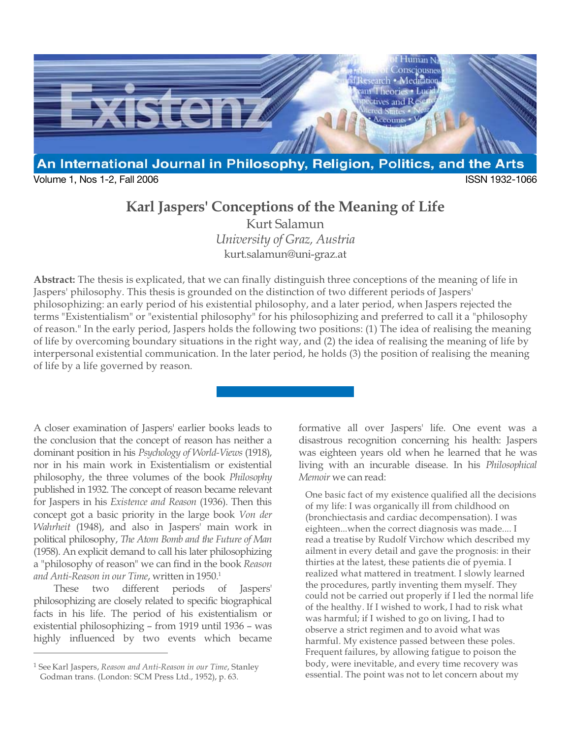# Karl Jaspers' Conceptions of the Meaning of Life

Kurt Salamun

*University of Graz, Austria*

kurt.salamun@uni-graz.at

**Abstract:** The thesis is explicated, that we can finally distinguish three conceptions of the meaning of life in Jaspers' philosophy. This thesis is grounded on the distinction of two different periods of Jaspers' philosophizing: an early period of his existential philosophy, and a later period, when Jaspers rejected the terms "Existentialism" or "existential philosophy" for his philosophizing and preferred to call it a "philosophy of reason." In the early period, Jaspers holds the following two positions: (1) The idea of realising the meaning of life by overcoming boundary situations in the right way, and (2) the idea of realising the meaning of life by interpersonal existential communication. In the later period, he holds (3) the position of realising the meaning of life by a life governed by reason.

---

A closer examination of Jaspers' earlier books leads to the conclusion that the concept of reason has neither a dominant position in his *Psychology of World-Views* (1918), nor in his main work in Existentialism or existential philosophy, the three volumes of the book *Philosophy* published in 1932. The concept of reason became relevant for Jaspers in his *Existence and Reason* (1936). Then this concept got a basic priority in the large book *Von der Wahrheit* (1948), and also in Jaspers' main work in political philosophy, *The Atom Bomb and the Future of Man* (1958). An explicit demand to call his later philosophizing a "philosophy of reason" we can find in the book *Reason and Anti-Reason in our Time*, written in 1950.[1]

These two different periods of Jaspers' philosophizing are closely related to specific biographical facts in his life. The period of his existentialism or existential philosophizing – from 1919 until 1936 – was highly influenced by two events which became formative all over Jaspers' life. One event was a disastrous recognition concerning his health: Jaspers was eighteen years old when he learned that he was living with an incurable disease. In his *Philosophical Memoir* we can read:

> One basic fact of my existence qualified all the decisions of my life: I was organically ill from childhood on (bronchiectasis and cardiac decompensation). I was eighteen...when the correct diagnosis was made.... I read a treatise by Rudolf Virchow which described my ailment in every detail and gave the prognosis: in their thirties at the latest, these patients die of pyemia. I realized what mattered in treatment. I slowly learned the procedures, partly inventing them myself. They could not be carried out properly if I led the normal life of the healthy. If I wished to work, I had to risk what was harmful; if I wished to go on living, I had to observe a strict regimen and to avoid what was harmful. My existence passed between these poles. Frequent failures, by allowing fatigue to poison the body, were inevitable, and every time recovery was essential. The point was not to let concern about my

[1] See Karl Jaspers, *Reason and Anti-Reason in our Time*, Stanley Godman trans. (London: SCM Press Ltd., 1952), p. 63.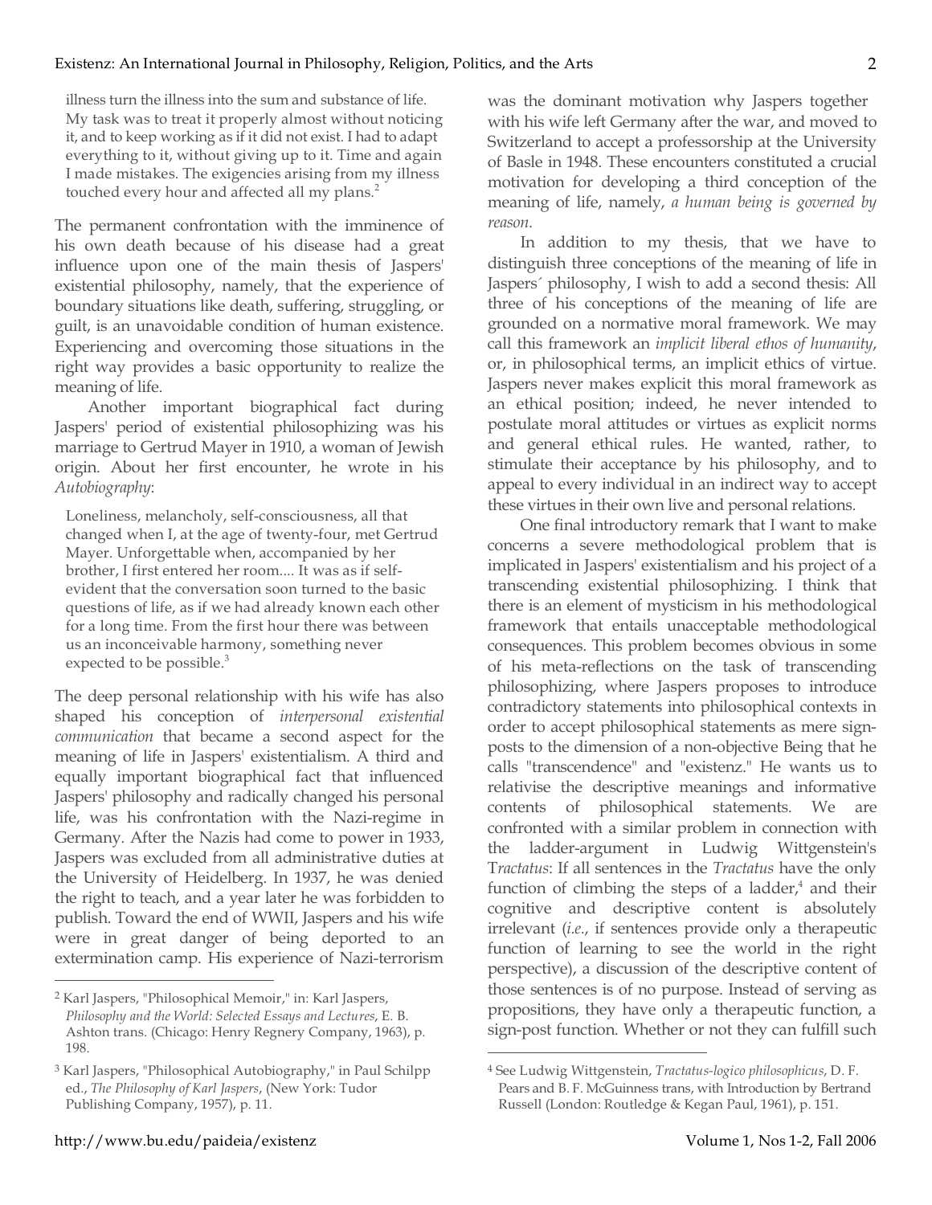> illness turn the illness into the sum and substance of life. My task was to treat it properly almost without noticing it, and to keep working as if it did not exist. I had to adapt everything to it, without giving up to it. Time and again I made mistakes. The exigencies arising from my illness touched every hour and affected all my plans.[2]

The permanent confrontation with the imminence of his own death because of his disease had a great influence upon one of the main thesis of Jaspers' existential philosophy, namely, that the experience of boundary situations like death, suffering, struggling, or guilt, is an unavoidable condition of human existence. Experiencing and overcoming those situations in the right way provides a basic opportunity to realize the meaning of life.

Another important biographical fact during Jaspers' period of existential philosophizing was his marriage to Gertrud Mayer in 1910, a woman of Jewish origin. About her first encounter, he wrote in his *Autobiography*:

> Loneliness, melancholy, self-consciousness, all that changed when I, at the age of twenty-four, met Gertrud Mayer. Unforgettable when, accompanied by her brother, I first entered her room.... It was as if self-evident that the conversation soon turned to the basic questions of life, as if we had already known each other for a long time. From the first hour there was between us an inconceivable harmony, something never expected to be possible.[3]

The deep personal relationship with his wife has also shaped his conception of *interpersonal existential communication* that became a second aspect for the meaning of life in Jaspers' existentialism. A third and equally important biographical fact that influenced Jaspers' philosophy and radically changed his personal life, was his confrontation with the Nazi-regime in Germany. After the Nazis had come to power in 1933, Jaspers was excluded from all administrative duties at the University of Heidelberg. In 1937, he was denied the right to teach, and a year later he was forbidden to publish. Toward the end of WWII, Jaspers and his wife were in great danger of being deported to an extermination camp. His experience of Nazi-terrorism was the dominant motivation why Jaspers together with his wife left Germany after the war, and moved to Switzerland to accept a professorship at the University of Basle in 1948. These encounters constituted a crucial motivation for developing a third conception of the meaning of life, namely, *a human being is governed by reason*.

In addition to my thesis, that we have to distinguish three conceptions of the meaning of life in Jaspers´ philosophy, I wish to add a second thesis: All three of his conceptions of the meaning of life are grounded on a normative moral framework. We may call this framework an *implicit liberal ethos of humanity*, or, in philosophical terms, an implicit ethics of virtue. Jaspers never makes explicit this moral framework as an ethical position; indeed, he never intended to postulate moral attitudes or virtues as explicit norms and general ethical rules. He wanted, rather, to stimulate their acceptance by his philosophy, and to appeal to every individual in an indirect way to accept these virtues in their own live and personal relations.

One final introductory remark that I want to make concerns a severe methodological problem that is implicated in Jaspers' existentialism and his project of a transcending existential philosophizing. I think that there is an element of mysticism in his methodological framework that entails unacceptable methodological consequences. This problem becomes obvious in some of his meta-reflections on the task of transcending philosophizing, where Jaspers proposes to introduce contradictory statements into philosophical contexts in order to accept philosophical statements as mere sign-posts to the dimension of a non-objective Being that he calls "transcendence" and "existenz." He wants us to relativise the descriptive meanings and informative contents of philosophical statements. We are confronted with a similar problem in connection with the ladder-argument in Ludwig Wittgenstein's *Tractatus*: If all sentences in the *Tractatus* have the only function of climbing the steps of a ladder,[4] and their cognitive and descriptive content is absolutely irrelevant (*i.e.*, if sentences provide only a therapeutic function of learning to see the world in the right perspective), a discussion of the descriptive content of those sentences is of no purpose. Instead of serving as propositions, they have only a therapeutic function, a sign-post function. Whether or not they can fulfill such

---

[2] Karl Jaspers, "Philosophical Memoir," in: Karl Jaspers, *Philosophy and the World: Selected Essays and Lectures*, E. B. Ashton trans. (Chicago: Henry Regnery Company, 1963), p. 198.

[3] Karl Jaspers, "Philosophical Autobiography," in Paul Schilpp ed., *The Philosophy of Karl Jaspers*, (New York: Tudor Publishing Company, 1957), p. 11.

[4] See Ludwig Wittgenstein, *Tractatus-logico philosophicus*, D. F. Pears and B. F. McGuinness trans, with Introduction by Bertrand Russell (London: Routledge & Kegan Paul, 1961), p. 151.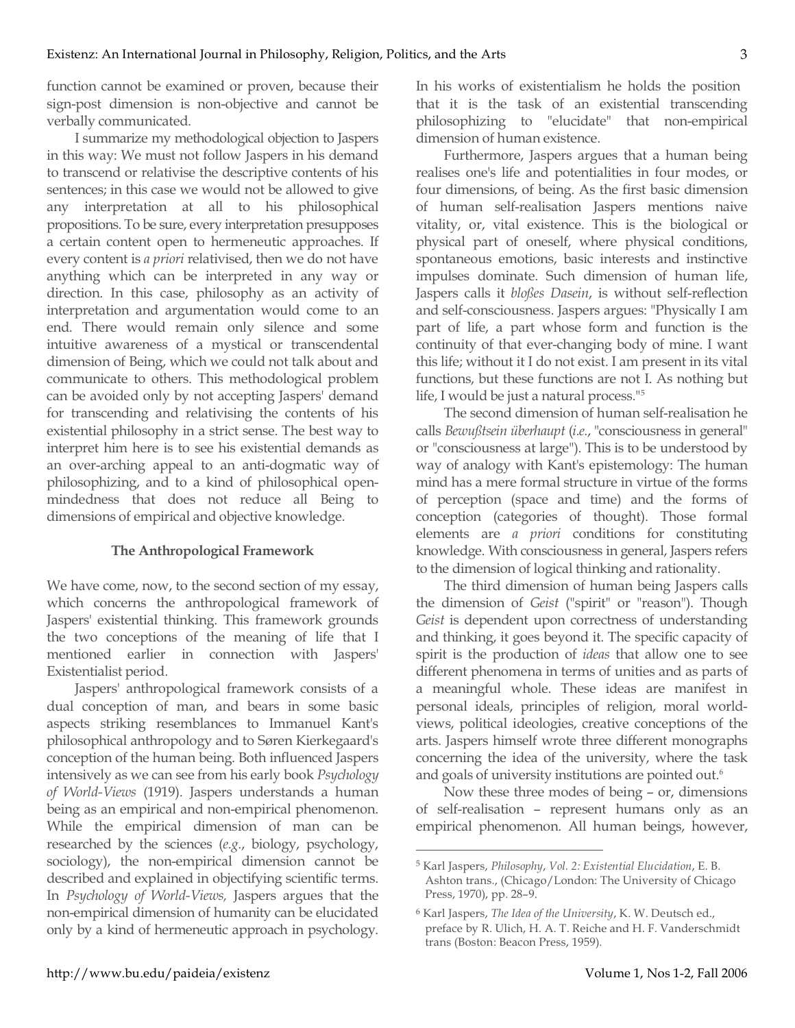function cannot be examined or proven, because their sign-post dimension is non-objective and cannot be verbally communicated.

I summarize my methodological objection to Jaspers in this way: We must not follow Jaspers in his demand to transcend or relativise the descriptive contents of his sentences; in this case we would not be allowed to give any interpretation at all to his philosophical propositions. To be sure, every interpretation presupposes a certain content open to hermeneutic approaches. If every content is *a priori* relativised, then we do not have anything which can be interpreted in any way or direction. In this case, philosophy as an activity of interpretation and argumentation would come to an end. There would remain only silence and some intuitive awareness of a mystical or transcendental dimension of Being, which we could not talk about and communicate to others. This methodological problem can be avoided only by not accepting Jaspers' demand for transcending and relativising the contents of his existential philosophy in a strict sense. The best way to interpret him here is to see his existential demands as an over-arching appeal to an anti-dogmatic way of philosophizing, and to a kind of philosophical open-mindedness that does not reduce all Being to dimensions of empirical and objective knowledge.

## The Anthropological Framework

We have come, now, to the second section of my essay, which concerns the anthropological framework of Jaspers' existential thinking. This framework grounds the two conceptions of the meaning of life that I mentioned earlier in connection with Jaspers' Existentialist period.

Jaspers' anthropological framework consists of a dual conception of man, and bears in some basic aspects striking resemblances to Immanuel Kant's philosophical anthropology and to Søren Kierkegaard's conception of the human being. Both influenced Jaspers intensively as we can see from his early book *Psychology of World-Views* (1919). Jaspers understands a human being as an empirical and non-empirical phenomenon. While the empirical dimension of man can be researched by the sciences (*e.g.*, biology, psychology, sociology), the non-empirical dimension cannot be described and explained in objectifying scientific terms. In *Psychology of World-Views,* Jaspers argues that the non-empirical dimension of humanity can be elucidated only by a kind of hermeneutic approach in psychology. In his works of existentialism he holds the position that it is the task of an existential transcending philosophizing to "elucidate" that non-empirical dimension of human existence.

Furthermore, Jaspers argues that a human being realises one's life and potentialities in four modes, or four dimensions, of being. As the first basic dimension of human self-realisation Jaspers mentions naive vitality, or, vital existence. This is the biological or physical part of oneself, where physical conditions, spontaneous emotions, basic interests and instinctive impulses dominate. Such dimension of human life, Jaspers calls it *bloßes Dasein*, is without self-reflection and self-consciousness. Jaspers argues: "Physically I am part of life, a part whose form and function is the continuity of that ever-changing body of mine. I want this life; without it I do not exist. I am present in its vital functions, but these functions are not I. As nothing but life, I would be just a natural process."[5]

The second dimension of human self-realisation he calls *Bewußtsein überhaupt* (*i.e.*, "consciousness in general" or "consciousness at large"). This is to be understood by way of analogy with Kant's epistemology: The human mind has a mere formal structure in virtue of the forms of perception (space and time) and the forms of conception (categories of thought). Those formal elements are *a priori* conditions for constituting knowledge. With consciousness in general, Jaspers refers to the dimension of logical thinking and rationality.

The third dimension of human being Jaspers calls the dimension of *Geist* ("spirit" or "reason"). Though *Geist* is dependent upon correctness of understanding and thinking, it goes beyond it. The specific capacity of spirit is the production of *ideas* that allow one to see different phenomena in terms of unities and as parts of a meaningful whole. These ideas are manifest in personal ideals, principles of religion, moral world-views, political ideologies, creative conceptions of the arts. Jaspers himself wrote three different monographs concerning the idea of the university, where the task and goals of university institutions are pointed out.[6]

Now these three modes of being – or, dimensions of self-realisation – represent humans only as an empirical phenomenon. All human beings, however,

---

[5] Karl Jaspers, *Philosophy*, *Vol. 2: Existential Elucidation*, E. B. Ashton trans., (Chicago/London: The University of Chicago Press, 1970), pp. 28–9.

[6] Karl Jaspers, *The Idea of the University*, K. W. Deutsch ed., preface by R. Ulich, H. A. T. Reiche and H. F. Vanderschmidt trans (Boston: Beacon Press, 1959).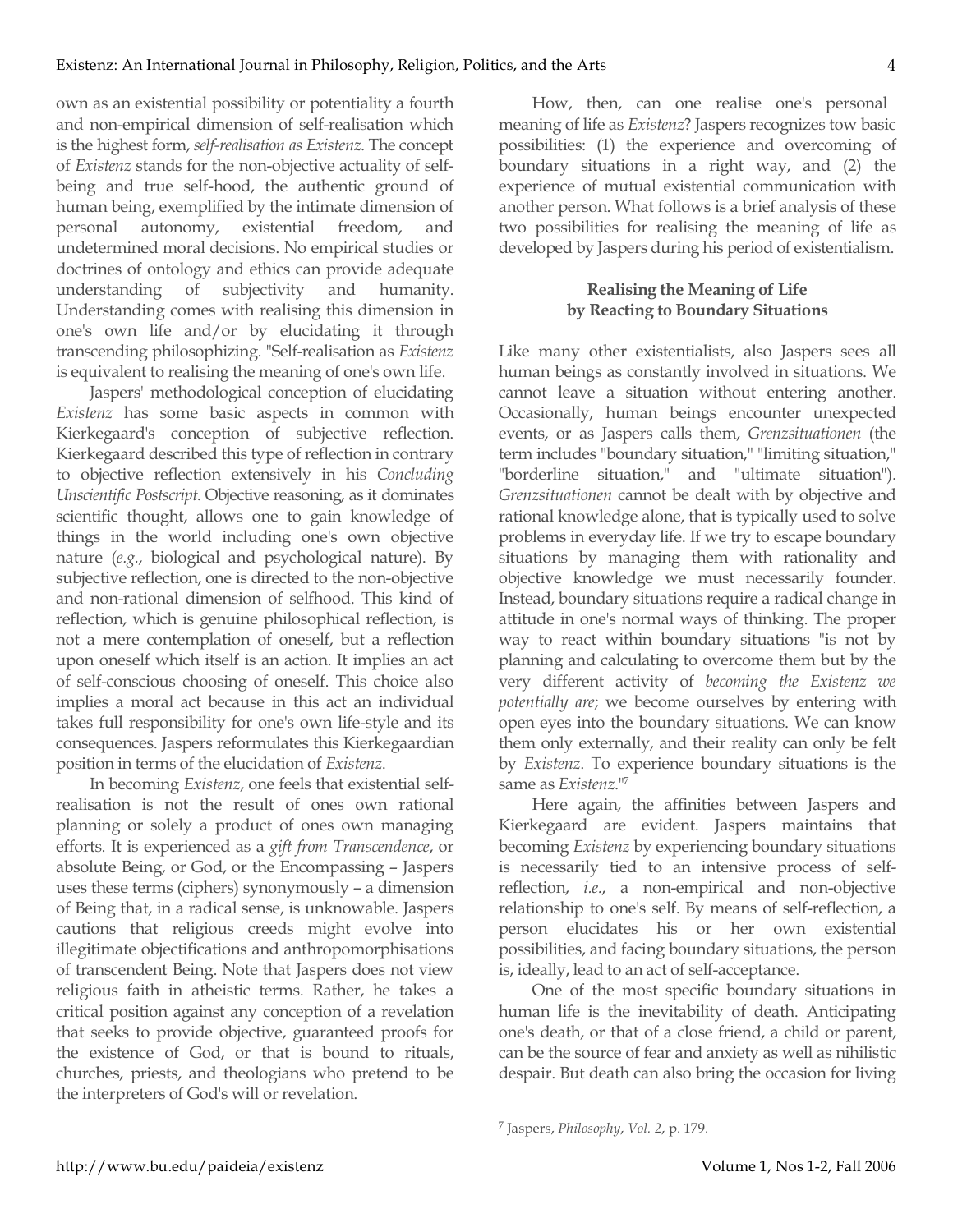own as an existential possibility or potentiality a fourth and non-empirical dimension of self-realisation which is the highest form, *self-realisation as Existenz*. The concept of *Existenz* stands for the non-objective actuality of self-being and true self-hood, the authentic ground of human being, exemplified by the intimate dimension of personal autonomy, existential freedom, and undetermined moral decisions. No empirical studies or doctrines of ontology and ethics can provide adequate understanding of subjectivity and humanity. Understanding comes with realising this dimension in one's own life and/or by elucidating it through transcending philosophizing. "Self-realisation as *Existenz* is equivalent to realising the meaning of one's own life.

Jaspers' methodological conception of elucidating *Existenz* has some basic aspects in common with Kierkegaard's conception of subjective reflection. Kierkegaard described this type of reflection in contrary to objective reflection extensively in his *Concluding Unscientific Postscript*. Objective reasoning, as it dominates scientific thought, allows one to gain knowledge of things in the world including one's own objective nature (*e.g.*, biological and psychological nature). By subjective reflection, one is directed to the non-objective and non-rational dimension of selfhood. This kind of reflection, which is genuine philosophical reflection, is not a mere contemplation of oneself, but a reflection upon oneself which itself is an action. It implies an act of self-conscious choosing of oneself. This choice also implies a moral act because in this act an individual takes full responsibility for one's own life-style and its consequences. Jaspers reformulates this Kierkegaardian position in terms of the elucidation of *Existenz*.

In becoming *Existenz*, one feels that existential self-realisation is not the result of ones own rational planning or solely a product of ones own managing efforts. It is experienced as a *gift from Transcendence*, or absolute Being, or God, or the Encompassing – Jaspers uses these terms (ciphers) synonymously – a dimension of Being that, in a radical sense, is unknowable. Jaspers cautions that religious creeds might evolve into illegitimate objectifications and anthropomorphisations of transcendent Being. Note that Jaspers does not view religious faith in atheistic terms. Rather, he takes a critical position against any conception of a revelation that seeks to provide objective, guaranteed proofs for the existence of God, or that is bound to rituals, churches, priests, and theologians who pretend to be the interpreters of God's will or revelation.

How, then, can one realise one's personal meaning of life as *Existenz*? Jaspers recognizes tow basic possibilities: (1) the experience and overcoming of boundary situations in a right way, and (2) the experience of mutual existential communication with another person. What follows is a brief analysis of these two possibilities for realising the meaning of life as developed by Jaspers during his period of existentialism.

## Realising the Meaning of Life by Reacting to Boundary Situations

Like many other existentialists, also Jaspers sees all human beings as constantly involved in situations. We cannot leave a situation without entering another. Occasionally, human beings encounter unexpected events, or as Jaspers calls them, *Grenzsituationen* (the term includes "boundary situation," "limiting situation," "borderline situation," and "ultimate situation"). *Grenzsituationen* cannot be dealt with by objective and rational knowledge alone, that is typically used to solve problems in everyday life. If we try to escape boundary situations by managing them with rationality and objective knowledge we must necessarily founder. Instead, boundary situations require a radical change in attitude in one's normal ways of thinking. The proper way to react within boundary situations "is not by planning and calculating to overcome them but by the very different activity of *becoming the Existenz we potentially are*; we become ourselves by entering with open eyes into the boundary situations. We can know them only externally, and their reality can only be felt by *Existenz*. To experience boundary situations is the same as *Existenz*."[7]

Here again, the affinities between Jaspers and Kierkegaard are evident. Jaspers maintains that becoming *Existenz* by experiencing boundary situations is necessarily tied to an intensive process of self-reflection, *i.e.*, a non-empirical and non-objective relationship to one's self. By means of self-reflection, a person elucidates his or her own existential possibilities, and facing boundary situations, the person is, ideally, lead to an act of self-acceptance.

One of the most specific boundary situations in human life is the inevitability of death. Anticipating one's death, or that of a close friend, a child or parent, can be the source of fear and anxiety as well as nihilistic despair. But death can also bring the occasion for living

---

[7] Jaspers, *Philosophy*, *Vol. 2*, p. 179.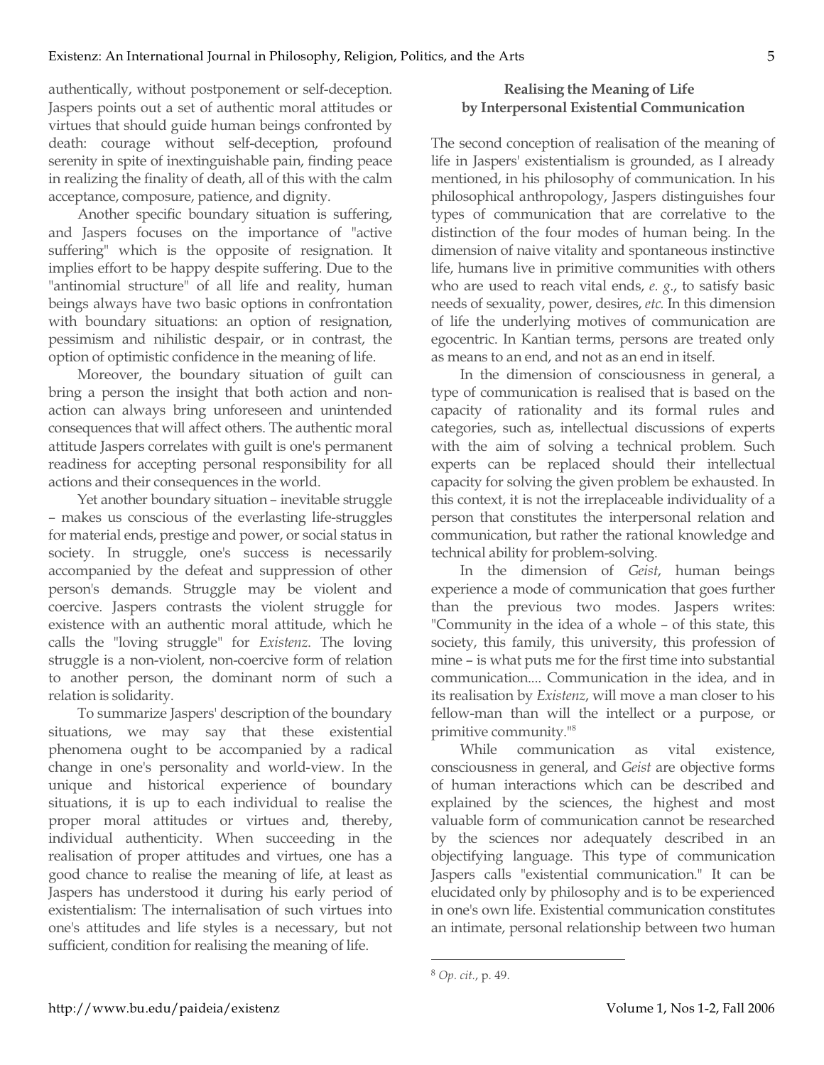authentically, without postponement or self-deception. Jaspers points out a set of authentic moral attitudes or virtues that should guide human beings confronted by death: courage without self-deception, profound serenity in spite of inextinguishable pain, finding peace in realizing the finality of death, all of this with the calm acceptance, composure, patience, and dignity.

Another specific boundary situation is suffering, and Jaspers focuses on the importance of "active suffering" which is the opposite of resignation. It implies effort to be happy despite suffering. Due to the "antinomial structure" of all life and reality, human beings always have two basic options in confrontation with boundary situations: an option of resignation, pessimism and nihilistic despair, or in contrast, the option of optimistic confidence in the meaning of life.

Moreover, the boundary situation of guilt can bring a person the insight that both action and non-action can always bring unforeseen and unintended consequences that will affect others. The authentic moral attitude Jaspers correlates with guilt is one's permanent readiness for accepting personal responsibility for all actions and their consequences in the world.

Yet another boundary situation – inevitable struggle – makes us conscious of the everlasting life-struggles for material ends, prestige and power, or social status in society. In struggle, one's success is necessarily accompanied by the defeat and suppression of other person's demands. Struggle may be violent and coercive. Jaspers contrasts the violent struggle for existence with an authentic moral attitude, which he calls the "loving struggle" for *Existenz*. The loving struggle is a non-violent, non-coercive form of relation to another person, the dominant norm of such a relation is solidarity.

To summarize Jaspers' description of the boundary situations, we may say that these existential phenomena ought to be accompanied by a radical change in one's personality and world-view. In the unique and historical experience of boundary situations, it is up to each individual to realise the proper moral attitudes or virtues and, thereby, individual authenticity. When succeeding in the realisation of proper attitudes and virtues, one has a good chance to realise the meaning of life, at least as Jaspers has understood it during his early period of existentialism: The internalisation of such virtues into one's attitudes and life styles is a necessary, but not sufficient, condition for realising the meaning of life.

## Realising the Meaning of Life by Interpersonal Existential Communication

The second conception of realisation of the meaning of life in Jaspers' existentialism is grounded, as I already mentioned, in his philosophy of communication. In his philosophical anthropology, Jaspers distinguishes four types of communication that are correlative to the distinction of the four modes of human being. In the dimension of naive vitality and spontaneous instinctive life, humans live in primitive communities with others who are used to reach vital ends, *e. g.*, to satisfy basic needs of sexuality, power, desires, *etc.* In this dimension of life the underlying motives of communication are egocentric. In Kantian terms, persons are treated only as means to an end, and not as an end in itself.

In the dimension of consciousness in general, a type of communication is realised that is based on the capacity of rationality and its formal rules and categories, such as, intellectual discussions of experts with the aim of solving a technical problem. Such experts can be replaced should their intellectual capacity for solving the given problem be exhausted. In this context, it is not the irreplaceable individuality of a person that constitutes the interpersonal relation and communication, but rather the rational knowledge and technical ability for problem-solving.

In the dimension of *Geist*, human beings experience a mode of communication that goes further than the previous two modes. Jaspers writes: "Community in the idea of a whole – of this state, this society, this family, this university, this profession of mine – is what puts me for the first time into substantial communication.... Communication in the idea, and in its realisation by *Existenz*, will move a man closer to his fellow-man than will the intellect or a purpose, or primitive community."[8]

While communication as vital existence, consciousness in general, and *Geist* are objective forms of human interactions which can be described and explained by the sciences, the highest and most valuable form of communication cannot be researched by the sciences nor adequately described in an objectifying language. This type of communication Jaspers calls "existential communication." It can be elucidated only by philosophy and is to be experienced in one's own life. Existential communication constitutes an intimate, personal relationship between two human

---

[8] *Op. cit.*, p. 49.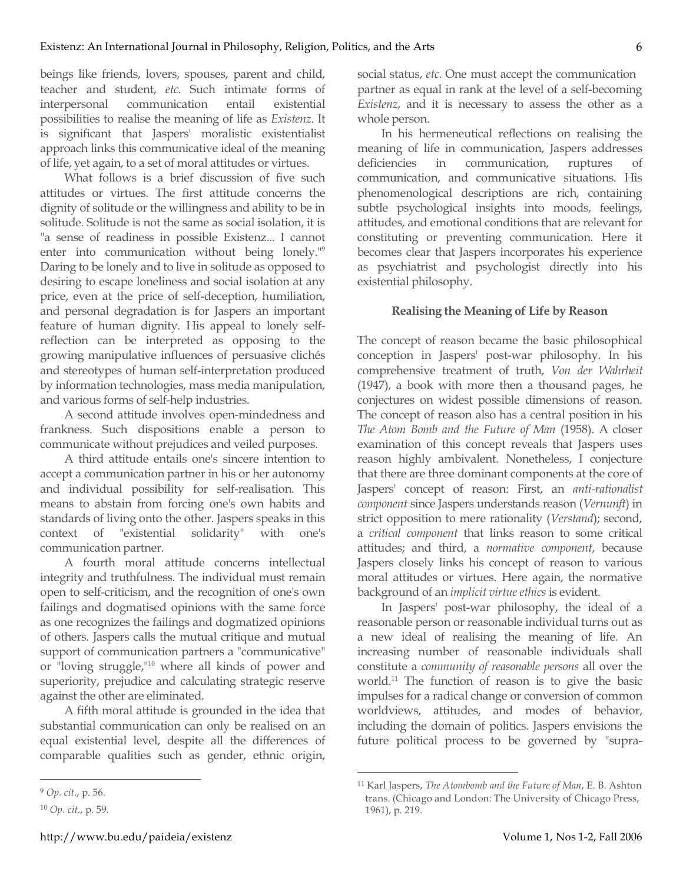beings like friends, lovers, spouses, parent and child, teacher and student, *etc*. Such intimate forms of interpersonal communication entail existential possibilities to realise the meaning of life as *Existenz*. It is significant that Jaspers' moralistic existentialist approach links this communicative ideal of the meaning of life, yet again, to a set of moral attitudes or virtues.

What follows is a brief discussion of five such attitudes or virtues. The first attitude concerns the dignity of solitude or the willingness and ability to be in solitude. Solitude is not the same as social isolation, it is "a sense of readiness in possible Existenz... I cannot enter into communication without being lonely."[9] Daring to be lonely and to live in solitude as opposed to desiring to escape loneliness and social isolation at any price, even at the price of self-deception, humiliation, and personal degradation is for Jaspers an important feature of human dignity. His appeal to lonely self-reflection can be interpreted as opposing to the growing manipulative influences of persuasive clichés and stereotypes of human self-interpretation produced by information technologies, mass media manipulation, and various forms of self-help industries.

A second attitude involves open-mindedness and frankness. Such dispositions enable a person to communicate without prejudices and veiled purposes.

A third attitude entails one's sincere intention to accept a communication partner in his or her autonomy and individual possibility for self-realisation. This means to abstain from forcing one's own habits and standards of living onto the other. Jaspers speaks in this context of "existential solidarity" with one's communication partner.

A fourth moral attitude concerns intellectual integrity and truthfulness. The individual must remain open to self-criticism, and the recognition of one's own failings and dogmatised opinions with the same force as one recognizes the failings and dogmatized opinions of others. Jaspers calls the mutual critique and mutual support of communication partners a "communicative" or "loving struggle,"[10] where all kinds of power and superiority, prejudice and calculating strategic reserve against the other are eliminated.

A fifth moral attitude is grounded in the idea that substantial communication can only be realised on an equal existential level, despite all the differences of comparable qualities such as gender, ethnic origin, social status, *etc*. One must accept the communication partner as equal in rank at the level of a self-becoming *Existenz*, and it is necessary to assess the other as a whole person.

In his hermeneutical reflections on realising the meaning of life in communication, Jaspers addresses deficiencies in communication, ruptures of communication, and communicative situations. His phenomenological descriptions are rich, containing subtle psychological insights into moods, feelings, attitudes, and emotional conditions that are relevant for constituting or preventing communication. Here it becomes clear that Jaspers incorporates his experience as psychiatrist and psychologist directly into his existential philosophy.

### Realising the Meaning of Life by Reason

The concept of reason became the basic philosophical conception in Jaspers' post-war philosophy. In his comprehensive treatment of truth, *Von der Wahrheit* (1947), a book with more then a thousand pages, he conjectures on widest possible dimensions of reason. The concept of reason also has a central position in his *The Atom Bomb and the Future of Man* (1958). A closer examination of this concept reveals that Jaspers uses reason highly ambivalent. Nonetheless, I conjecture that there are three dominant components at the core of Jaspers' concept of reason: First, an *anti-rationalist component* since Jaspers understands reason (*Vernunft*) in strict opposition to mere rationality (*Verstand*); second, a *critical component* that links reason to some critical attitudes; and third, a *normative component*, because Jaspers closely links his concept of reason to various moral attitudes or virtues. Here again, the normative background of an *implicit virtue ethics* is evident.

In Jaspers' post-war philosophy, the ideal of a reasonable person or reasonable individual turns out as a new ideal of realising the meaning of life. An increasing number of reasonable individuals shall constitute a *community of reasonable persons* all over the world.[11] The function of reason is to give the basic impulses for a radical change or conversion of common worldviews, attitudes, and modes of behavior, including the domain of politics. Jaspers envisions the future political process to be governed by "supra-

---

[9] *Op. cit.*, p. 56.

[10] *Op. cit.*, p. 59.

[11] Karl Jaspers, *The Atombomb and the Future of Man*, E. B. Ashton trans. (Chicago and London: The University of Chicago Press, 1961), p. 219.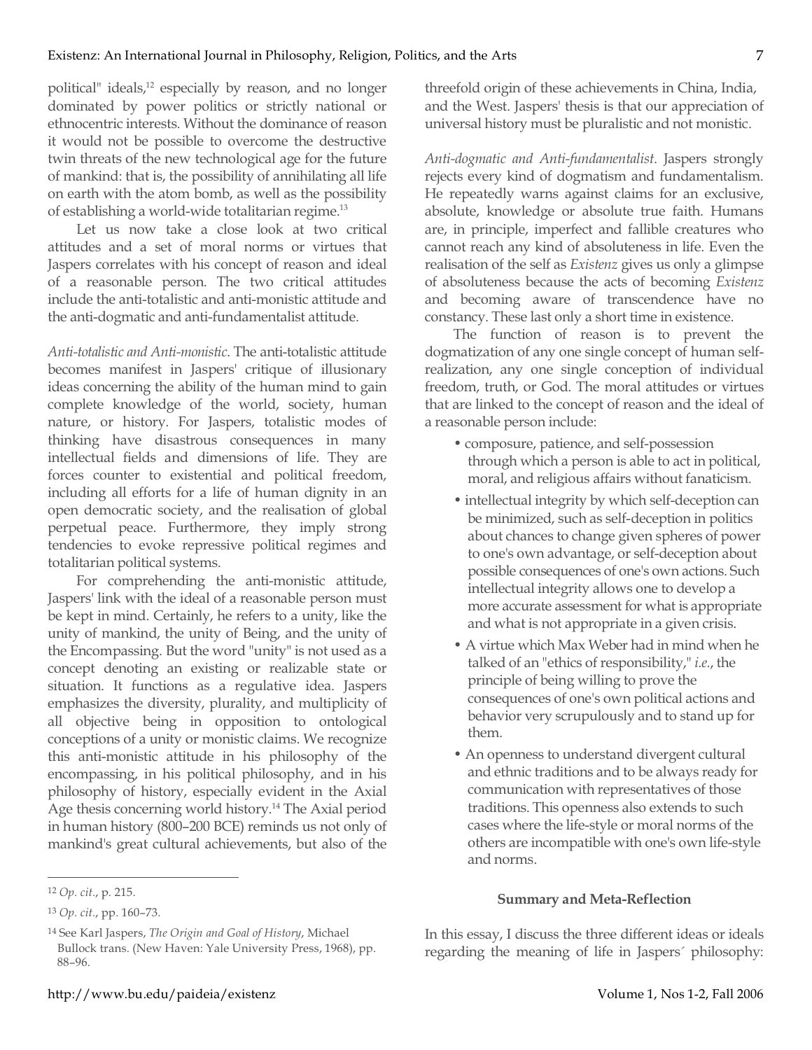political" ideals,[12] especially by reason, and no longer dominated by power politics or strictly national or ethnocentric interests. Without the dominance of reason it would not be possible to overcome the destructive twin threats of the new technological age for the future of mankind: that is, the possibility of annihilating all life on earth with the atom bomb, as well as the possibility of establishing a world-wide totalitarian regime.[13]

Let us now take a close look at two critical attitudes and a set of moral norms or virtues that Jaspers correlates with his concept of reason and ideal of a reasonable person. The two critical attitudes include the anti-totalistic and anti-monistic attitude and the anti-dogmatic and anti-fundamentalist attitude.

*Anti-totalistic and Anti-monistic.* The anti-totalistic attitude becomes manifest in Jaspers' critique of illusionary ideas concerning the ability of the human mind to gain complete knowledge of the world, society, human nature, or history. For Jaspers, totalistic modes of thinking have disastrous consequences in many intellectual fields and dimensions of life. They are forces counter to existential and political freedom, including all efforts for a life of human dignity in an open democratic society, and the realisation of global perpetual peace. Furthermore, they imply strong tendencies to evoke repressive political regimes and totalitarian political systems.

For comprehending the anti-monistic attitude, Jaspers' link with the ideal of a reasonable person must be kept in mind. Certainly, he refers to a unity, like the unity of mankind, the unity of Being, and the unity of the Encompassing. But the word "unity" is not used as a concept denoting an existing or realizable state or situation. It functions as a regulative idea. Jaspers emphasizes the diversity, plurality, and multiplicity of all objective being in opposition to ontological conceptions of a unity or monistic claims. We recognize this anti-monistic attitude in his philosophy of the encompassing, in his political philosophy, and in his philosophy of history, especially evident in the Axial Age thesis concerning world history.[14] The Axial period in human history (800–200 BCE) reminds us not only of mankind's great cultural achievements, but also of the threefold origin of these achievements in China, India, and the West. Jaspers' thesis is that our appreciation of universal history must be pluralistic and not monistic.

*Anti-dogmatic and Anti-fundamentalist.* Jaspers strongly rejects every kind of dogmatism and fundamentalism. He repeatedly warns against claims for an exclusive, absolute, knowledge or absolute true faith. Humans are, in principle, imperfect and fallible creatures who cannot reach any kind of absoluteness in life. Even the realisation of the self as *Existenz* gives us only a glimpse of absoluteness because the acts of becoming *Existenz* and becoming aware of transcendence have no constancy. These last only a short time in existence.

The function of reason is to prevent the dogmatization of any one single concept of human self-realization, any one single conception of individual freedom, truth, or God. The moral attitudes or virtues that are linked to the concept of reason and the ideal of a reasonable person include:

- composure, patience, and self-possession through which a person is able to act in political, moral, and religious affairs without fanaticism.
- intellectual integrity by which self-deception can be minimized, such as self-deception in politics about chances to change given spheres of power to one's own advantage, or self-deception about possible consequences of one's own actions. Such intellectual integrity allows one to develop a more accurate assessment for what is appropriate and what is not appropriate in a given crisis.
- A virtue which Max Weber had in mind when he talked of an "ethics of responsibility," *i.e.*, the principle of being willing to prove the consequences of one's own political actions and behavior very scrupulously and to stand up for them.
- An openness to understand divergent cultural and ethnic traditions and to be always ready for communication with representatives of those traditions. This openness also extends to such cases where the life-style or moral norms of the others are incompatible with one's own life-style and norms.

### Summary and Meta-Reflection

In this essay, I discuss the three different ideas or ideals regarding the meaning of life in Jaspers´ philosophy:

---

[12] *Op. cit.*, p. 215.

[13] *Op. cit.*, pp. 160–73.

[14] See Karl Jaspers, *The Origin and Goal of History*, Michael Bullock trans. (New Haven: Yale University Press, 1968), pp. 88–96.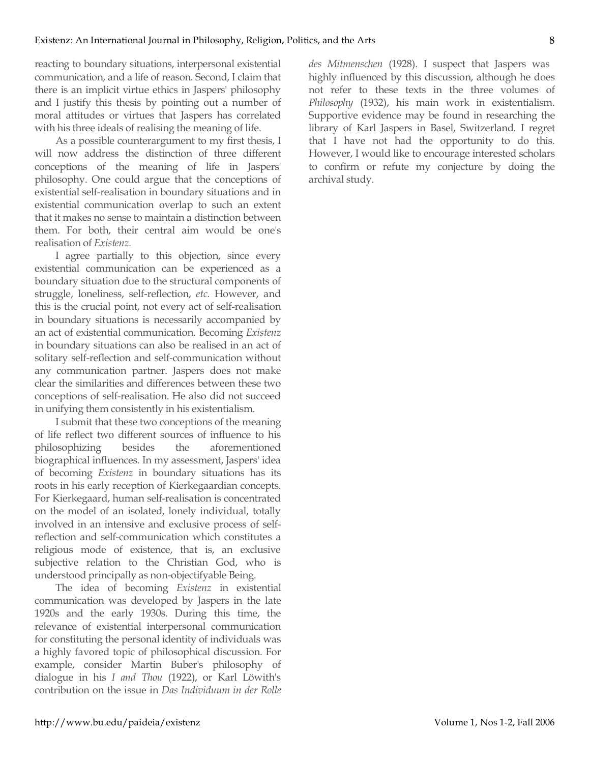reacting to boundary situations, interpersonal existential communication, and a life of reason. Second, I claim that there is an implicit virtue ethics in Jaspers' philosophy and I justify this thesis by pointing out a number of moral attitudes or virtues that Jaspers has correlated with his three ideals of realising the meaning of life.

As a possible counterargument to my first thesis, I will now address the distinction of three different conceptions of the meaning of life in Jaspers' philosophy. One could argue that the conceptions of existential self-realisation in boundary situations and in existential communication overlap to such an extent that it makes no sense to maintain a distinction between them. For both, their central aim would be one's realisation of *Existenz*.

I agree partially to this objection, since every existential communication can be experienced as a boundary situation due to the structural components of struggle, loneliness, self-reflection, *etc*. However, and this is the crucial point, not every act of self-realisation in boundary situations is necessarily accompanied by an act of existential communication. Becoming *Existenz* in boundary situations can also be realised in an act of solitary self-reflection and self-communication without any communication partner. Jaspers does not make clear the similarities and differences between these two conceptions of self-realisation. He also did not succeed in unifying them consistently in his existentialism.

I submit that these two conceptions of the meaning of life reflect two different sources of influence to his philosophizing besides the aforementioned biographical influences. In my assessment, Jaspers' idea of becoming *Existenz* in boundary situations has its roots in his early reception of Kierkegaardian concepts. For Kierkegaard, human self-realisation is concentrated on the model of an isolated, lonely individual, totally involved in an intensive and exclusive process of self-reflection and self-communication which constitutes a religious mode of existence, that is, an exclusive subjective relation to the Christian God, who is understood principally as non-objectifyable Being.

The idea of becoming *Existenz* in existential communication was developed by Jaspers in the late 1920s and the early 1930s. During this time, the relevance of existential interpersonal communication for constituting the personal identity of individuals was a highly favored topic of philosophical discussion. For example, consider Martin Buber's philosophy of dialogue in his *I and Thou* (1922), or Karl Löwith's contribution on the issue in *Das Individuum in der Rolle des Mitmenschen* (1928). I suspect that Jaspers was highly influenced by this discussion, although he does not refer to these texts in the three volumes of *Philosophy* (1932), his main work in existentialism. Supportive evidence may be found in researching the library of Karl Jaspers in Basel, Switzerland. I regret that I have not had the opportunity to do this. However, I would like to encourage interested scholars to confirm or refute my conjecture by doing the archival study.